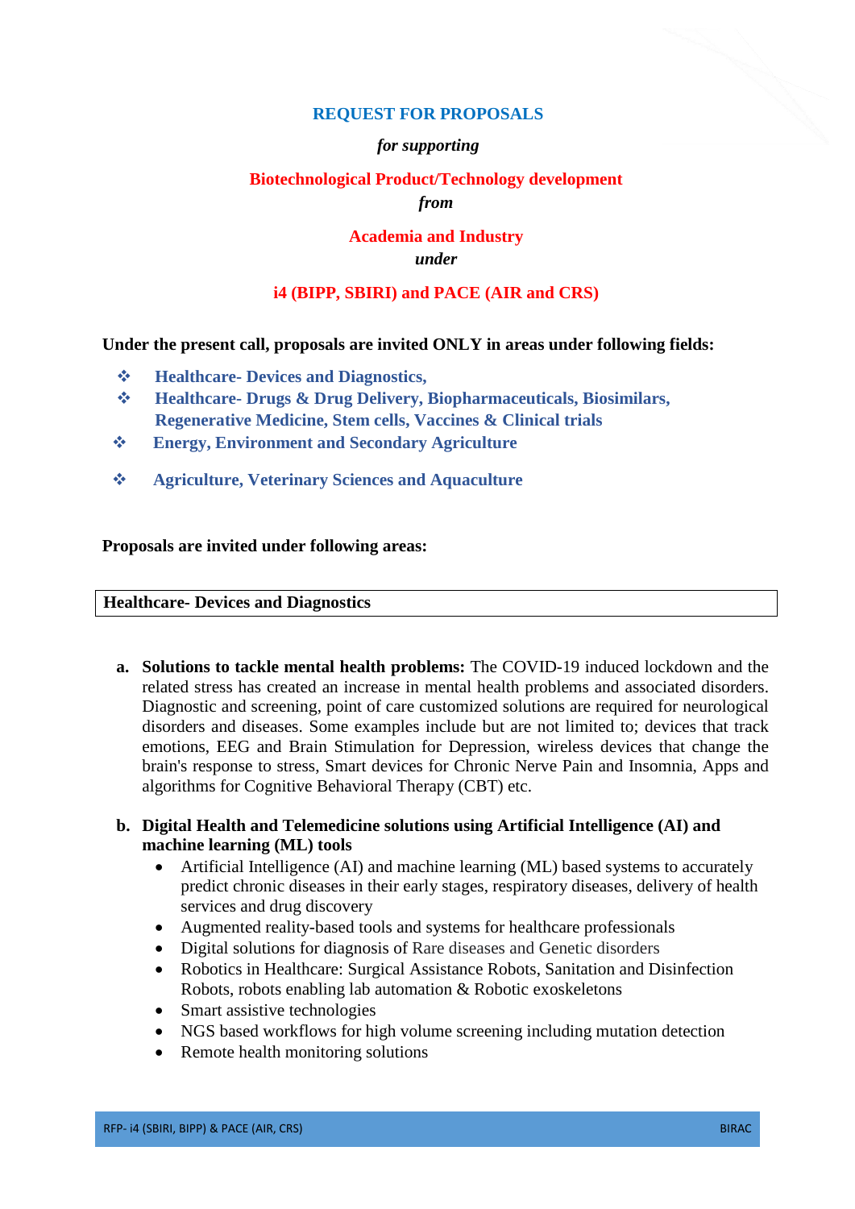# REQUEST FOR PROPOSALS

*for supporting*

**Biotechnological Product/Technology development**

***from***

**Academia and Industry**

***under***

**i4 (BIPP, SBIRI) and PACE (AIR and CRS)**

**Under the present call, proposals are invited ONLY in areas under following fields:**

- **Healthcare- Devices and Diagnostics,**
- **Healthcare- Drugs & Drug Delivery, Biopharmaceuticals, Biosimilars, Regenerative Medicine, Stem cells, Vaccines & Clinical trials**
- **Energy, Environment and Secondary Agriculture**
- **Agriculture, Veterinary Sciences and Aquaculture**

**Proposals are invited under following areas:**

## Healthcare- Devices and Diagnostics

**a. Solutions to tackle mental health problems:** The COVID-19 induced lockdown and the related stress has created an increase in mental health problems and associated disorders. Diagnostic and screening, point of care customized solutions are required for neurological disorders and diseases. Some examples include but are not limited to; devices that track emotions, EEG and Brain Stimulation for Depression, wireless devices that change the brain's response to stress, Smart devices for Chronic Nerve Pain and Insomnia, Apps and algorithms for Cognitive Behavioral Therapy (CBT) etc.

**b. Digital Health and Telemedicine solutions using Artificial Intelligence (AI) and machine learning (ML) tools**

- Artificial Intelligence (AI) and machine learning (ML) based systems to accurately predict chronic diseases in their early stages, respiratory diseases, delivery of health services and drug discovery
- Augmented reality-based tools and systems for healthcare professionals
- Digital solutions for diagnosis of Rare diseases and Genetic disorders
- Robotics in Healthcare: Surgical Assistance Robots, Sanitation and Disinfection Robots, robots enabling lab automation & Robotic exoskeletons
- Smart assistive technologies
- NGS based workflows for high volume screening including mutation detection
- Remote health monitoring solutions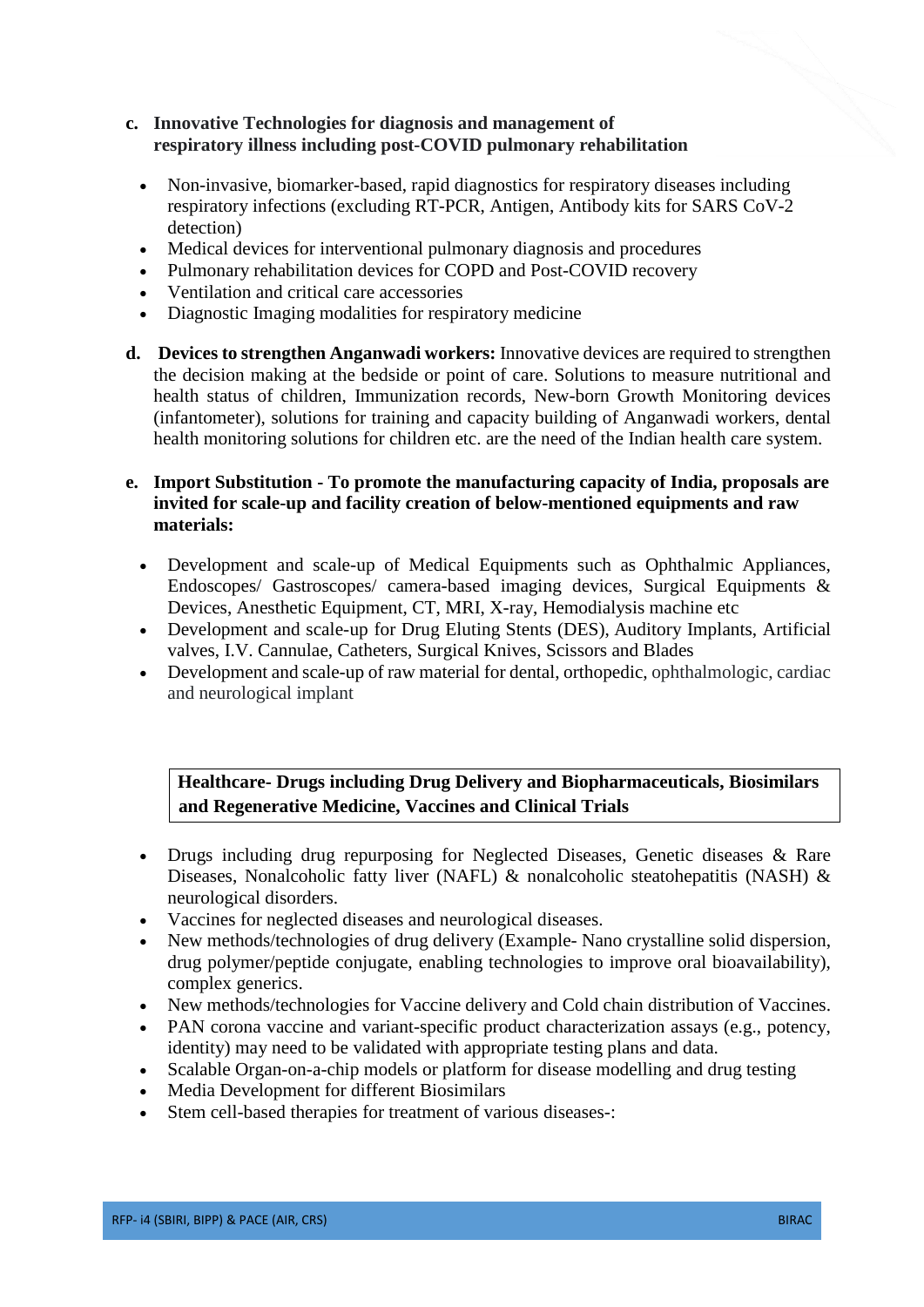**c. Innovative Technologies for diagnosis and management of respiratory illness including post-COVID pulmonary rehabilitation**

- Non-invasive, biomarker-based, rapid diagnostics for respiratory diseases including respiratory infections (excluding RT-PCR, Antigen, Antibody kits for SARS CoV-2 detection)
- Medical devices for interventional pulmonary diagnosis and procedures
- Pulmonary rehabilitation devices for COPD and Post-COVID recovery
- Ventilation and critical care accessories
- Diagnostic Imaging modalities for respiratory medicine

**d. Devices to strengthen Anganwadi workers:** Innovative devices are required to strengthen the decision making at the bedside or point of care. Solutions to measure nutritional and health status of children, Immunization records, New-born Growth Monitoring devices (infantometer), solutions for training and capacity building of Anganwadi workers, dental health monitoring solutions for children etc. are the need of the Indian health care system.

**e. Import Substitution - To promote the manufacturing capacity of India, proposals are invited for scale-up and facility creation of below-mentioned equipments and raw materials:**

- Development and scale-up of Medical Equipments such as Ophthalmic Appliances, Endoscopes/ Gastroscopes/ camera-based imaging devices, Surgical Equipments & Devices, Anesthetic Equipment, CT, MRI, X-ray, Hemodialysis machine etc
- Development and scale-up for Drug Eluting Stents (DES), Auditory Implants, Artificial valves, I.V. Cannulae, Catheters, Surgical Knives, Scissors and Blades
- Development and scale-up of raw material for dental, orthopedic, ophthalmologic, cardiac and neurological implant

**Healthcare- Drugs including Drug Delivery and Biopharmaceuticals, Biosimilars and Regenerative Medicine, Vaccines and Clinical Trials**

- Drugs including drug repurposing for Neglected Diseases, Genetic diseases & Rare Diseases, Nonalcoholic fatty liver (NAFL) & nonalcoholic steatohepatitis (NASH) & neurological disorders.
- Vaccines for neglected diseases and neurological diseases.
- New methods/technologies of drug delivery (Example- Nano crystalline solid dispersion, drug polymer/peptide conjugate, enabling technologies to improve oral bioavailability), complex generics.
- New methods/technologies for Vaccine delivery and Cold chain distribution of Vaccines.
- PAN corona vaccine and variant-specific product characterization assays (e.g., potency, identity) may need to be validated with appropriate testing plans and data.
- Scalable Organ-on-a-chip models or platform for disease modelling and drug testing
- Media Development for different Biosimilars
- Stem cell-based therapies for treatment of various diseases-: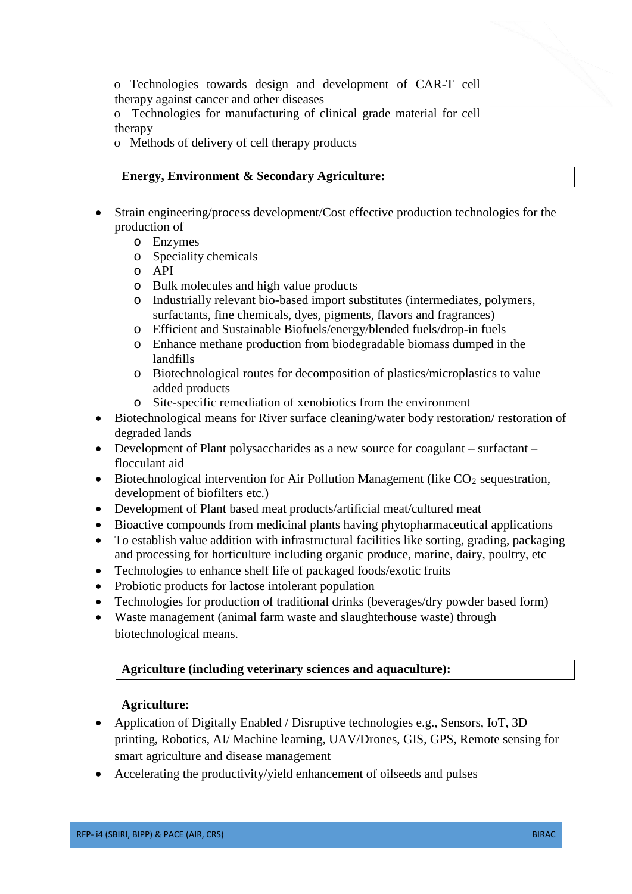- Technologies towards design and development of CAR-T cell therapy against cancer and other diseases
- Technologies for manufacturing of clinical grade material for cell therapy
- Methods of delivery of cell therapy products

**Energy, Environment & Secondary Agriculture:**

- Strain engineering/process development/Cost effective production technologies for the production of
  - Enzymes
  - Speciality chemicals
  - API
  - Bulk molecules and high value products
  - Industrially relevant bio-based import substitutes (intermediates, polymers, surfactants, fine chemicals, dyes, pigments, flavors and fragrances)
  - Efficient and Sustainable Biofuels/energy/blended fuels/drop-in fuels
  - Enhance methane production from biodegradable biomass dumped in the landfills
  - Biotechnological routes for decomposition of plastics/microplastics to value added products
  - Site-specific remediation of xenobiotics from the environment
- Biotechnological means for River surface cleaning/water body restoration/ restoration of degraded lands
- Development of Plant polysaccharides as a new source for coagulant – surfactant – flocculant aid
- Biotechnological intervention for Air Pollution Management (like $CO_2$ sequestration, development of biofilters etc.)
- Development of Plant based meat products/artificial meat/cultured meat
- Bioactive compounds from medicinal plants having phytopharmaceutical applications
- To establish value addition with infrastructural facilities like sorting, grading, packaging and processing for horticulture including organic produce, marine, dairy, poultry, etc
- Technologies to enhance shelf life of packaged foods/exotic fruits
- Probiotic products for lactose intolerant population
- Technologies for production of traditional drinks (beverages/dry powder based form)
- Waste management (animal farm waste and slaughterhouse waste) through biotechnological means.

**Agriculture (including veterinary sciences and aquaculture):**

**Agriculture:**

- Application of Digitally Enabled / Disruptive technologies e.g., Sensors, IoT, 3D printing, Robotics, AI/ Machine learning, UAV/Drones, GIS, GPS, Remote sensing for smart agriculture and disease management
- Accelerating the productivity/yield enhancement of oilseeds and pulses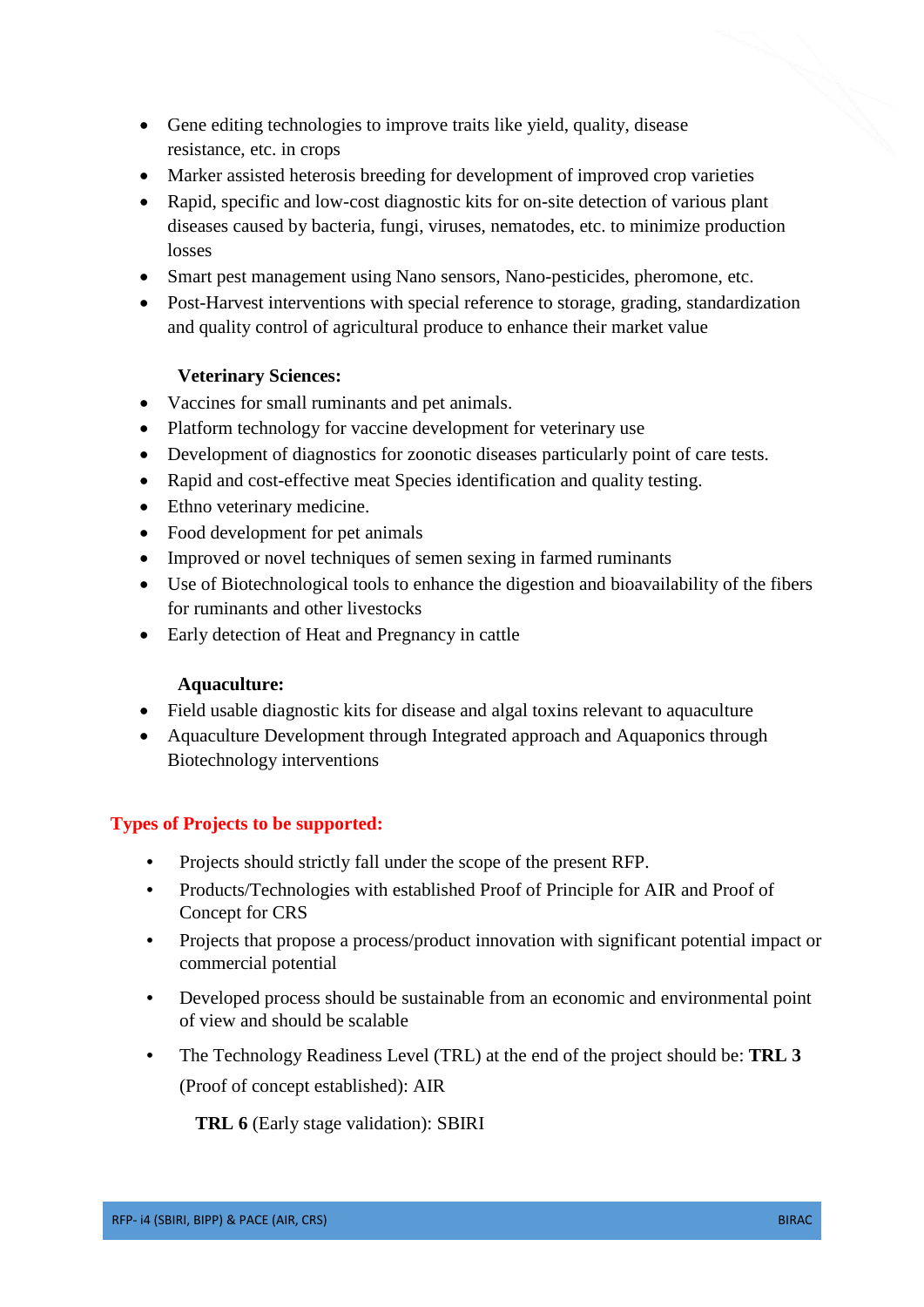- Gene editing technologies to improve traits like yield, quality, disease resistance, etc. in crops
- Marker assisted heterosis breeding for development of improved crop varieties
- Rapid, specific and low-cost diagnostic kits for on-site detection of various plant diseases caused by bacteria, fungi, viruses, nematodes, etc. to minimize production losses
- Smart pest management using Nano sensors, Nano-pesticides, pheromone, etc.
- Post-Harvest interventions with special reference to storage, grading, standardization and quality control of agricultural produce to enhance their market value

**Veterinary Sciences:**

- Vaccines for small ruminants and pet animals.
- Platform technology for vaccine development for veterinary use
- Development of diagnostics for zoonotic diseases particularly point of care tests.
- Rapid and cost-effective meat Species identification and quality testing.
- Ethno veterinary medicine.
- Food development for pet animals
- Improved or novel techniques of semen sexing in farmed ruminants
- Use of Biotechnological tools to enhance the digestion and bioavailability of the fibers for ruminants and other livestocks
- Early detection of Heat and Pregnancy in cattle

**Aquaculture:**

- Field usable diagnostic kits for disease and algal toxins relevant to aquaculture
- Aquaculture Development through Integrated approach and Aquaponics through Biotechnology interventions

## Types of Projects to be supported:

- Projects should strictly fall under the scope of the present RFP.
- Products/Technologies with established Proof of Principle for AIR and Proof of Concept for CRS
- Projects that propose a process/product innovation with significant potential impact or commercial potential
- Developed process should be sustainable from an economic and environmental point of view and should be scalable
- The Technology Readiness Level (TRL) at the end of the project should be: **TRL 3** (Proof of concept established): AIR

  **TRL 6** (Early stage validation): SBIRI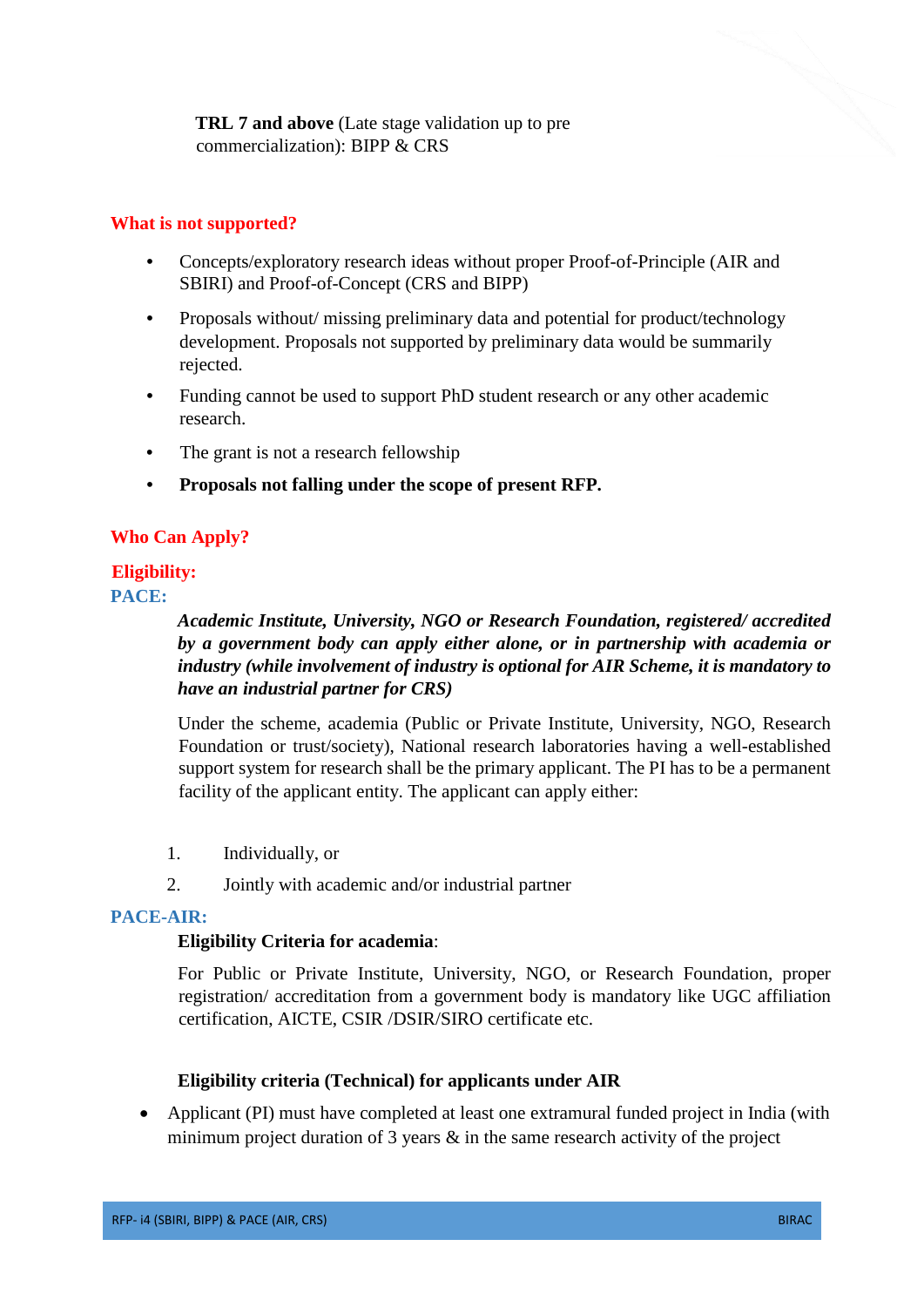**TRL 7 and above** (Late stage validation up to pre commercialization): BIPP & CRS

## What is not supported?

- Concepts/exploratory research ideas without proper Proof-of-Principle (AIR and SBIRI) and Proof-of-Concept (CRS and BIPP)
- Proposals without/ missing preliminary data and potential for product/technology development. Proposals not supported by preliminary data would be summarily rejected.
- Funding cannot be used to support PhD student research or any other academic research.
- The grant is not a research fellowship
- **Proposals not falling under the scope of present RFP.**

## Who Can Apply?

### Eligibility:

### PACE:

***Academic Institute, University, NGO or Research Foundation, registered/ accredited by a government body can apply either alone, or in partnership with academia or industry (while involvement of industry is optional for AIR Scheme, it is mandatory to have an industrial partner for CRS)***

Under the scheme, academia (Public or Private Institute, University, NGO, Research Foundation or trust/society), National research laboratories having a well-established support system for research shall be the primary applicant. The PI has to be a permanent facility of the applicant entity. The applicant can apply either:

1. Individually, or
2. Jointly with academic and/or industrial partner

### PACE-AIR:

**Eligibility Criteria for academia**:

For Public or Private Institute, University, NGO, or Research Foundation, proper registration/ accreditation from a government body is mandatory like UGC affiliation certification, AICTE, CSIR /DSIR/SIRO certificate etc.

**Eligibility criteria (Technical) for applicants under AIR**

- Applicant (PI) must have completed at least one extramural funded project in India (with minimum project duration of 3 years & in the same research activity of the project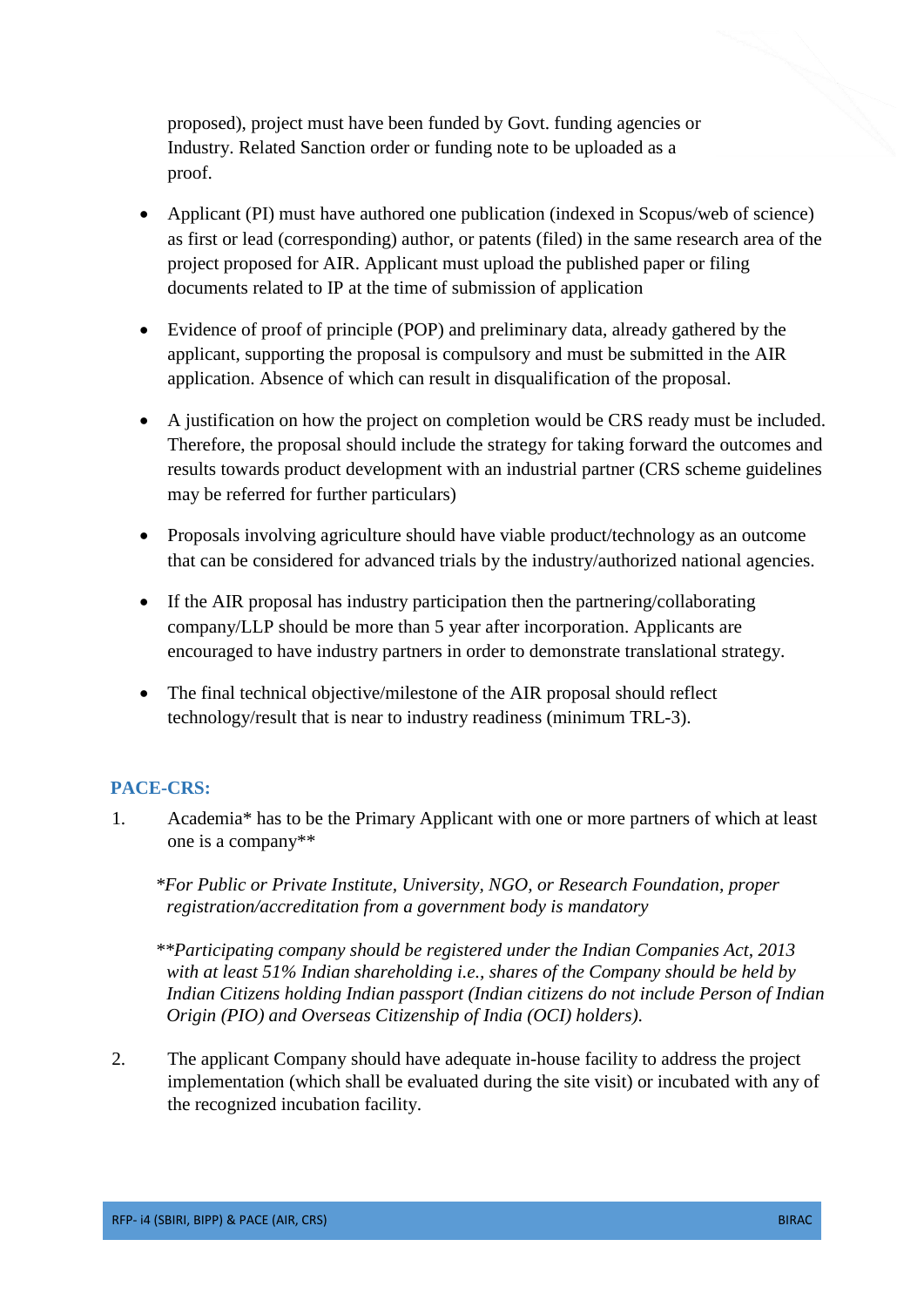proposed), project must have been funded by Govt. funding agencies or Industry. Related Sanction order or funding note to be uploaded as a proof.

- Applicant (PI) must have authored one publication (indexed in Scopus/web of science) as first or lead (corresponding) author, or patents (filed) in the same research area of the project proposed for AIR. Applicant must upload the published paper or filing documents related to IP at the time of submission of application

- Evidence of proof of principle (POP) and preliminary data, already gathered by the applicant, supporting the proposal is compulsory and must be submitted in the AIR application. Absence of which can result in disqualification of the proposal.

- A justification on how the project on completion would be CRS ready must be included. Therefore, the proposal should include the strategy for taking forward the outcomes and results towards product development with an industrial partner (CRS scheme guidelines may be referred for further particulars)

- Proposals involving agriculture should have viable product/technology as an outcome that can be considered for advanced trials by the industry/authorized national agencies.

- If the AIR proposal has industry participation then the partnering/collaborating company/LLP should be more than 5 year after incorporation. Applicants are encouraged to have industry partners in order to demonstrate translational strategy.

- The final technical objective/milestone of the AIR proposal should reflect technology/result that is near to industry readiness (minimum TRL-3).

### PACE-CRS:

1. Academia* has to be the Primary Applicant with one or more partners of which at least one is a company**

   **For Public or Private Institute, University, NGO, or Research Foundation, proper registration/accreditation from a government body is mandatory*

   ***Participating company should be registered under the Indian Companies Act, 2013 with at least 51% Indian shareholding i.e., shares of the Company should be held by Indian Citizens holding Indian passport (Indian citizens do not include Person of Indian Origin (PIO) and Overseas Citizenship of India (OCI) holders).*

2. The applicant Company should have adequate in-house facility to address the project implementation (which shall be evaluated during the site visit) or incubated with any of the recognized incubation facility.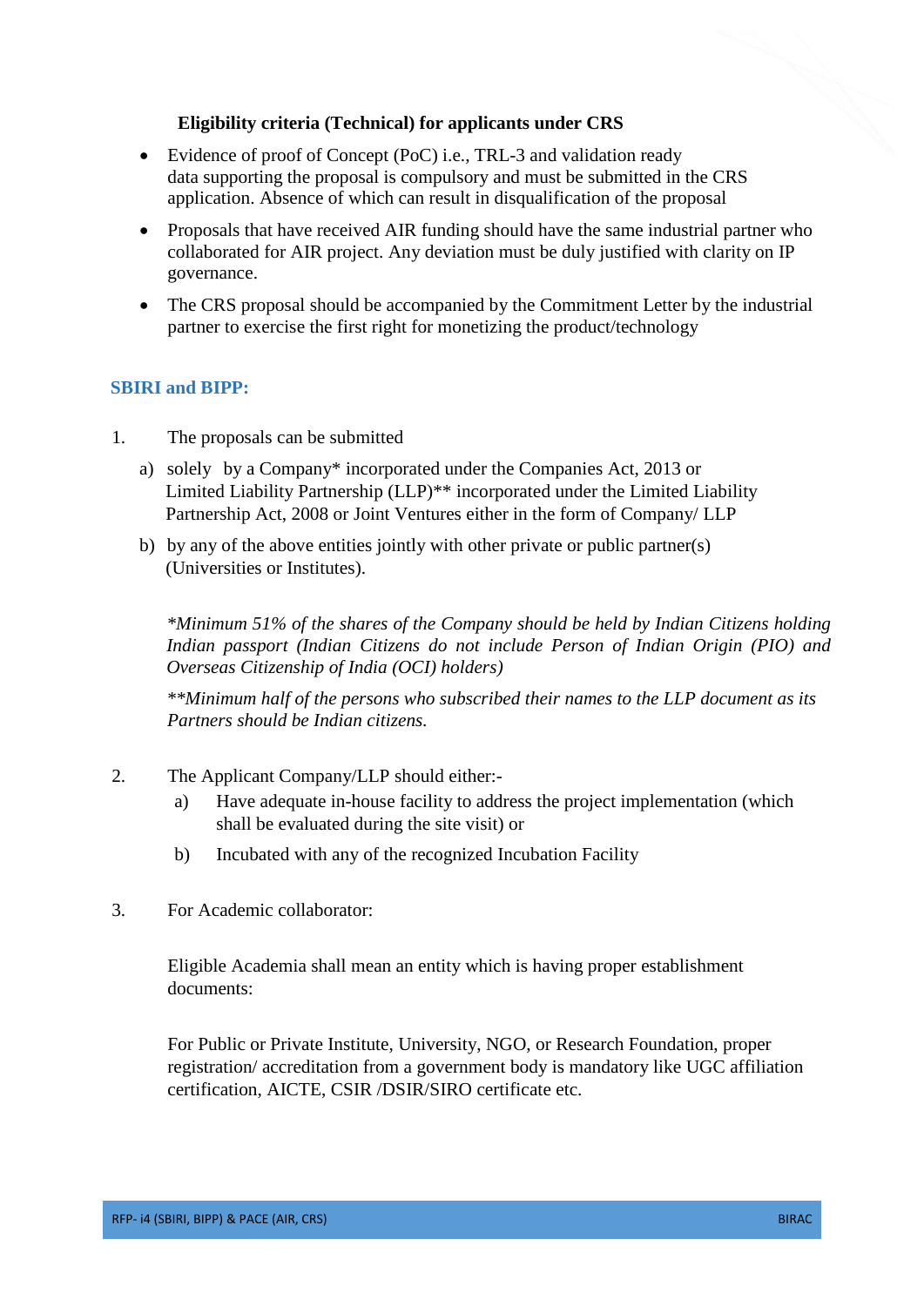**Eligibility criteria (Technical) for applicants under CRS**

- Evidence of proof of Concept (PoC) i.e., TRL-3 and validation ready data supporting the proposal is compulsory and must be submitted in the CRS application. Absence of which can result in disqualification of the proposal
- Proposals that have received AIR funding should have the same industrial partner who collaborated for AIR project. Any deviation must be duly justified with clarity on IP governance.
- The CRS proposal should be accompanied by the Commitment Letter by the industrial partner to exercise the first right for monetizing the product/technology

## SBIRI and BIPP:

1. The proposals can be submitted

   a) solely by a Company* incorporated under the Companies Act, 2013 or Limited Liability Partnership (LLP)** incorporated under the Limited Liability Partnership Act, 2008 or Joint Ventures either in the form of Company/ LLP

   b) by any of the above entities jointly with other private or public partner(s) (Universities or Institutes).

   *\*Minimum 51% of the shares of the Company should be held by Indian Citizens holding Indian passport (Indian Citizens do not include Person of Indian Origin (PIO) and Overseas Citizenship of India (OCI) holders)*

   *\*\*Minimum half of the persons who subscribed their names to the LLP document as its Partners should be Indian citizens.*

2. The Applicant Company/LLP should either:-

   a) Have adequate in-house facility to address the project implementation (which shall be evaluated during the site visit) or

   b) Incubated with any of the recognized Incubation Facility

3. For Academic collaborator:

   Eligible Academia shall mean an entity which is having proper establishment documents:

   For Public or Private Institute, University, NGO, or Research Foundation, proper registration/ accreditation from a government body is mandatory like UGC affiliation certification, AICTE, CSIR /DSIR/SIRO certificate etc.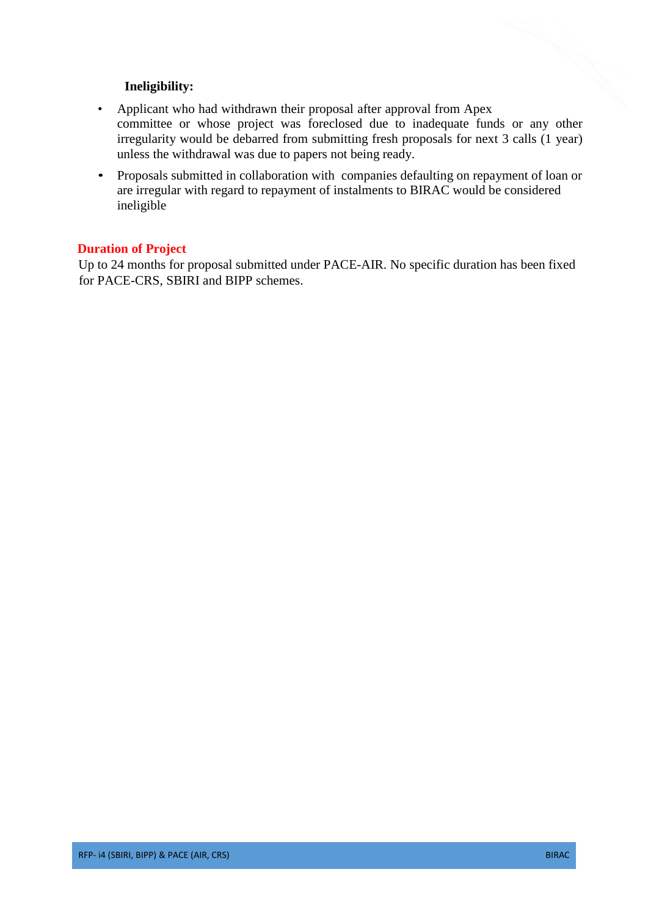**Ineligibility:**

- Applicant who had withdrawn their proposal after approval from Apex committee or whose project was foreclosed due to inadequate funds or any other irregularity would be debarred from submitting fresh proposals for next 3 calls (1 year) unless the withdrawal was due to papers not being ready.
- Proposals submitted in collaboration with companies defaulting on repayment of loan or are irregular with regard to repayment of instalments to BIRAC would be considered ineligible

**Duration of Project**

Up to 24 months for proposal submitted under PACE-AIR. No specific duration has been fixed for PACE-CRS, SBIRI and BIPP schemes.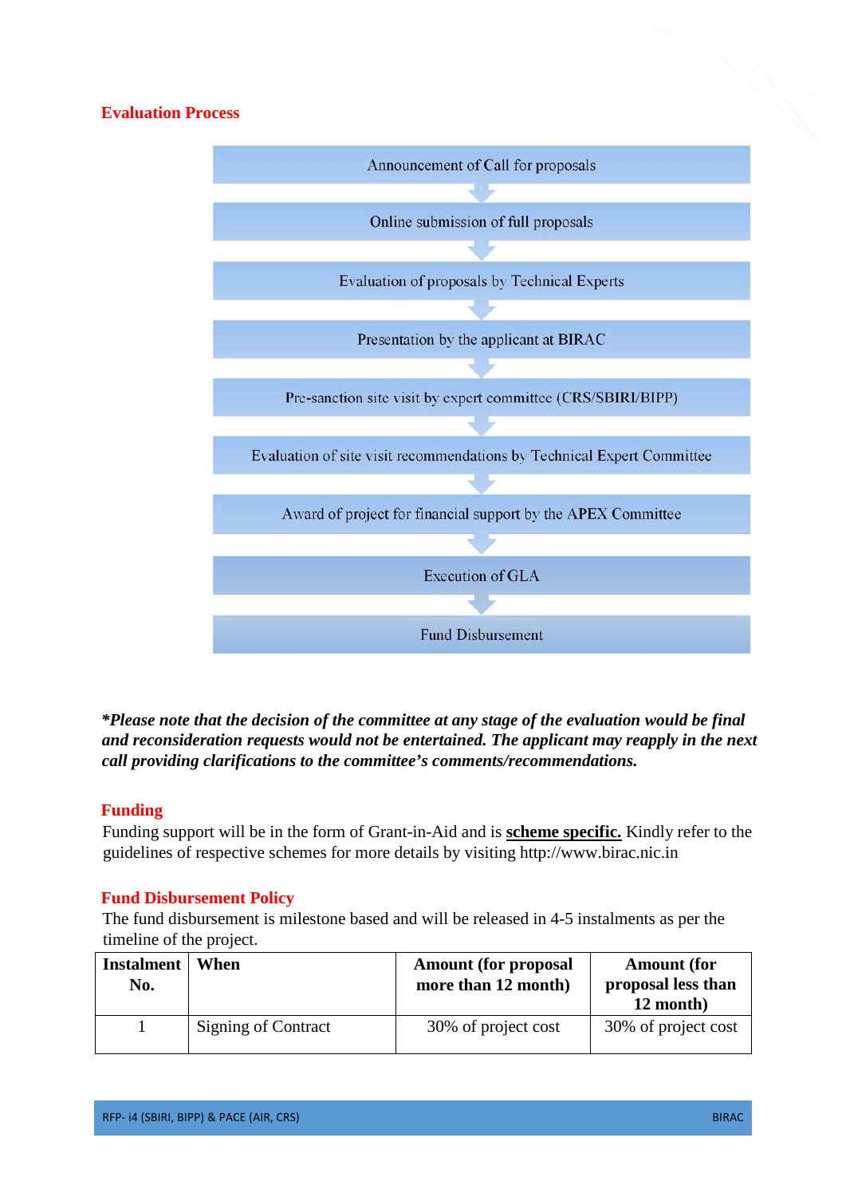## Evaluation Process

Announcement of Call for proposals

↓

Online submission of full proposals

↓

Evaluation of proposals by Technical Experts

↓

Presentation by the applicant at BIRAC

↓

Pre-sanction site visit by expert committee (CRS/SBIRI/BIPP)

↓

Evaluation of site visit recommendations by Technical Expert Committee

↓

Award of project for financial support by the APEX Committee

↓

Execution of GLA

↓

Fund Disbursement

***Please note that the decision of the committee at any stage of the evaluation would be final and reconsideration requests would not be entertained. The applicant may reapply in the next call providing clarifications to the committee's comments/recommendations.***

## Funding

Funding support will be in the form of Grant-in-Aid and is **scheme specific.** Kindly refer to the guidelines of respective schemes for more details by visiting http://www.birac.nic.in

## Fund Disbursement Policy

The fund disbursement is milestone based and will be released in 4-5 instalments as per the timeline of the project.

| Instalment No. | When | Amount (for proposal more than 12 month) | Amount (for proposal less than 12 month) |
|---|---|---|---|
| 1 | Signing of Contract | 30% of project cost | 30% of project cost |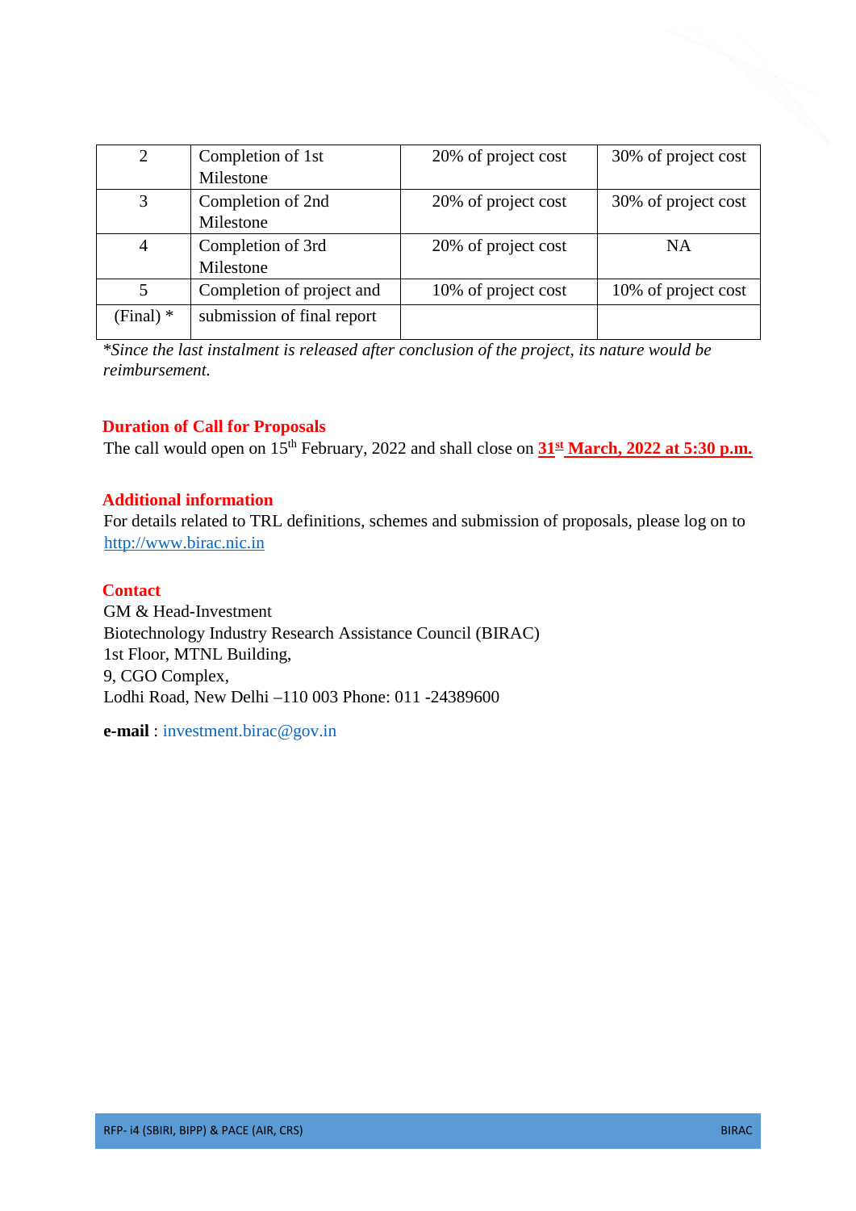| | | | |
|---|---|---|---|
| 2 | Completion of 1st Milestone | 20% of project cost | 30% of project cost |
| 3 | Completion of 2nd Milestone | 20% of project cost | 30% of project cost |
| 4 | Completion of 3rd Milestone | 20% of project cost | NA |
| 5 (Final) * | Completion of project and submission of final report | 10% of project cost | 10% of project cost |

**Since the last instalment is released after conclusion of the project, its nature would be reimbursement.*

### Duration of Call for Proposals

The call would open on 15th February, 2022 and shall close on **31st March, 2022 at 5:30 p.m.**

### Additional information

For details related to TRL definitions, schemes and submission of proposals, please log on to http://www.birac.nic.in

### Contact

GM & Head-Investment
Biotechnology Industry Research Assistance Council (BIRAC)
1st Floor, MTNL Building,
9, CGO Complex,
Lodhi Road, New Delhi –110 003 Phone: 011 -24389600

**e-mail** : investment.birac@gov.in